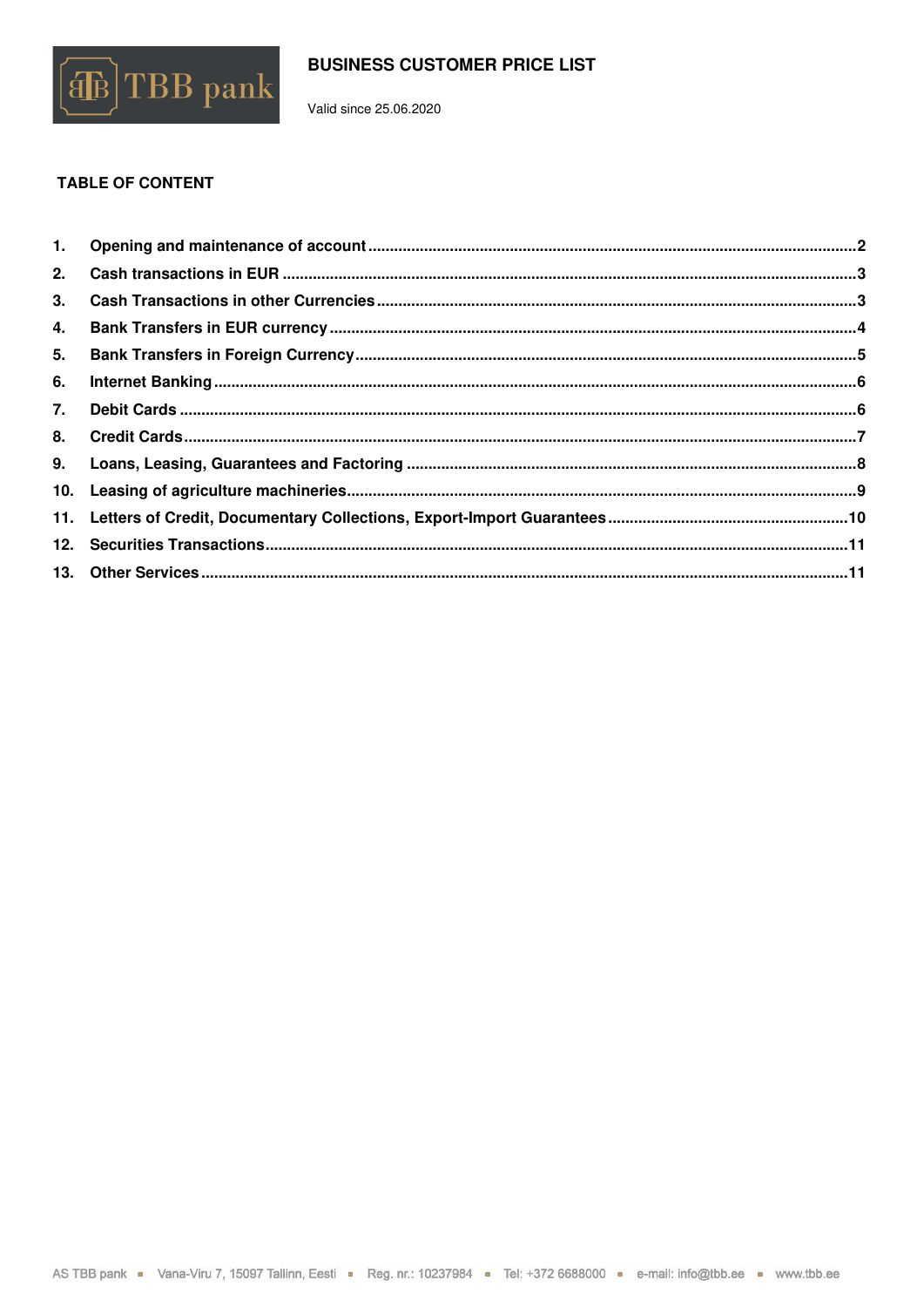# BUSINESS CUSTOMER PRICE LIST

Valid since 25.06.2020

## TABLE OF CONTENT

1. Opening and maintenance of account ..... 2
2. Cash transactions in EUR ..... 3
3. Cash Transactions in other Currencies ..... 3
4. Bank Transfers in EUR currency ..... 4
5. Bank Transfers in Foreign Currency ..... 5
6. Internet Banking ..... 6
7. Debit Cards ..... 6
8. Credit Cards ..... 7
9. Loans, Leasing, Guarantees and Factoring ..... 8
10. Leasing of agriculture machineries ..... 9
11. Letters of Credit, Documentary Collections, Export-Import Guarantees ..... 10
12. Securities Transactions ..... 11
13. Other Services ..... 11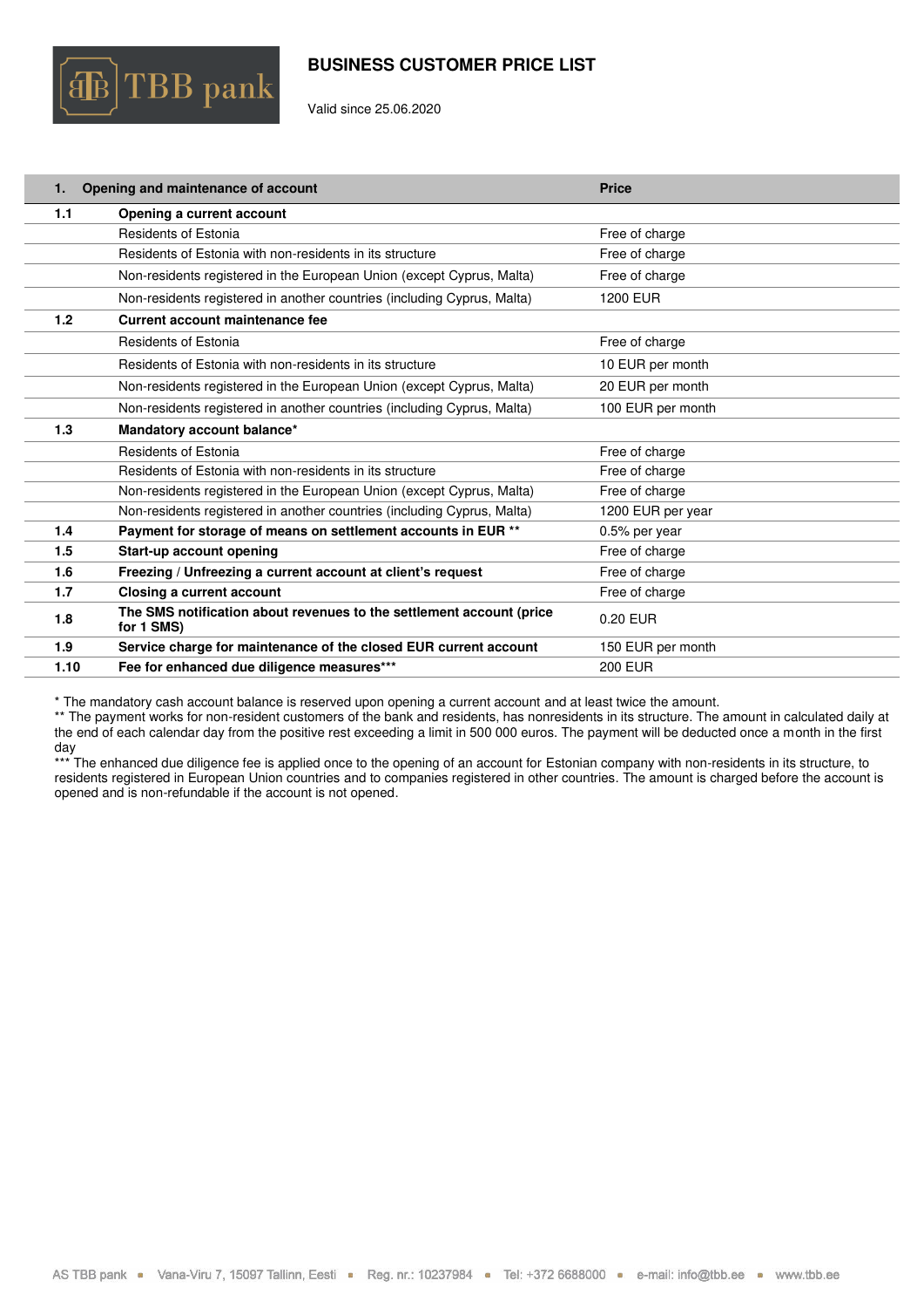# BUSINESS CUSTOMER PRICE LIST

Valid since 25.06.2020

| 1. | Opening and maintenance of account | Price |
|---|---|---|
| **1.1** | **Opening a current account** | |
| | Residents of Estonia | Free of charge |
| | Residents of Estonia with non-residents in its structure | Free of charge |
| | Non-residents registered in the European Union (except Cyprus, Malta) | Free of charge |
| | Non-residents registered in another countries (including Cyprus, Malta) | 1200 EUR |
| **1.2** | **Current account maintenance fee** | |
| | Residents of Estonia | Free of charge |
| | Residents of Estonia with non-residents in its structure | 10 EUR per month |
| | Non-residents registered in the European Union (except Cyprus, Malta) | 20 EUR per month |
| | Non-residents registered in another countries (including Cyprus, Malta) | 100 EUR per month |
| **1.3** | **Mandatory account balance*** | |
| | Residents of Estonia | Free of charge |
| | Residents of Estonia with non-residents in its structure | Free of charge |
| | Non-residents registered in the European Union (except Cyprus, Malta) | Free of charge |
| | Non-residents registered in another countries (including Cyprus, Malta) | 1200 EUR per year |
| **1.4** | **Payment for storage of means on settlement accounts in EUR **** | 0.5% per year |
| **1.5** | **Start-up account opening** | Free of charge |
| **1.6** | **Freezing / Unfreezing a current account at client's request** | Free of charge |
| **1.7** | **Closing a current account** | Free of charge |
| **1.8** | **The SMS notification about revenues to the settlement account (price for 1 SMS)** | 0.20 EUR |
| **1.9** | **Service charge for maintenance of the closed EUR current account** | 150 EUR per month |
| **1.10** | **Fee for enhanced due diligence measures***** | 200 EUR |

\* The mandatory cash account balance is reserved upon opening a current account and at least twice the amount.
\*\* The payment works for non-resident customers of the bank and residents, has nonresidents in its structure. The amount in calculated daily at the end of each calendar day from the positive rest exceeding a limit in 500 000 euros. The payment will be deducted once a month in the first day
\*\*\* The enhanced due diligence fee is applied once to the opening of an account for Estonian company with non-residents in its structure, to residents registered in European Union countries and to companies registered in other countries. The amount is charged before the account is opened and is non-refundable if the account is not opened.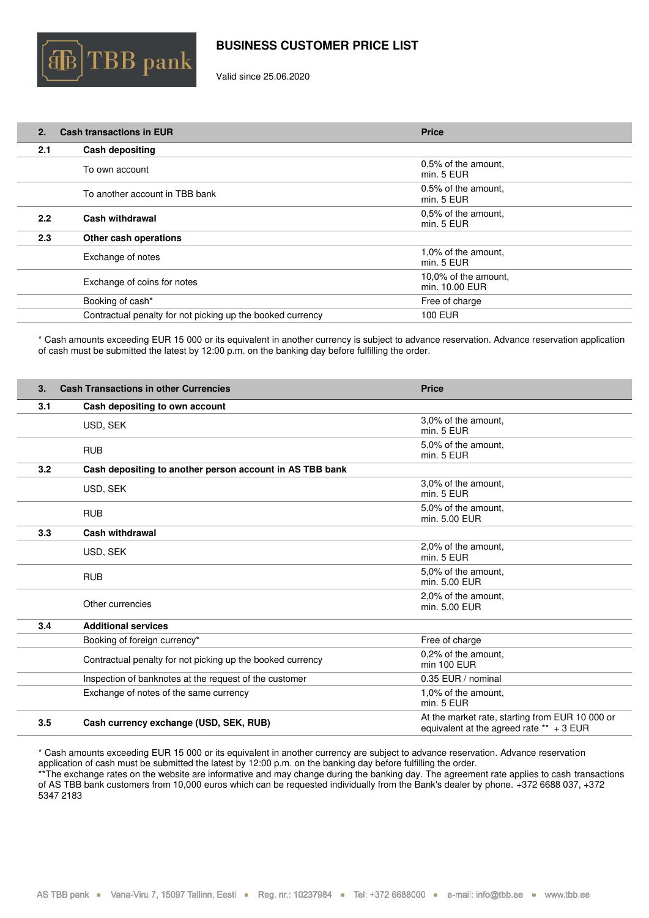# BUSINESS CUSTOMER PRICE LIST

Valid since 25.06.2020

| 2. | Cash transactions in EUR | Price |
|---|---|---|
| 2.1 | **Cash depositing** | |
| | To own account | 0,5% of the amount, min. 5 EUR |
| | To another account in TBB bank | 0.5% of the amount, min. 5 EUR |
| 2.2 | **Cash withdrawal** | 0,5% of the amount, min. 5 EUR |
| 2.3 | **Other cash operations** | |
| | Exchange of notes | 1,0% of the amount, min. 5 EUR |
| | Exchange of coins for notes | 10,0% of the amount, min. 10.00 EUR |
| | Booking of cash* | Free of charge |
| | Contractual penalty for not picking up the booked currency | 100 EUR |

* Cash amounts exceeding EUR 15 000 or its equivalent in another currency is subject to advance reservation. Advance reservation application of cash must be submitted the latest by 12:00 p.m. on the banking day before fulfilling the order.

| 3. | Cash Transactions in other Currencies | Price |
|---|---|---|
| 3.1 | **Cash depositing to own account** | |
| | USD, SEK | 3,0% of the amount, min. 5 EUR |
| | RUB | 5,0% of the amount, min. 5 EUR |
| 3.2 | **Cash depositing to another person account in AS TBB bank** | |
| | USD, SEK | 3,0% of the amount, min. 5 EUR |
| | RUB | 5,0% of the amount, min. 5.00 EUR |
| 3.3 | **Cash withdrawal** | |
| | USD, SEK | 2,0% of the amount, min. 5 EUR |
| | RUB | 5,0% of the amount, min. 5.00 EUR |
| | Other currencies | 2,0% of the amount, min. 5.00 EUR |
| 3.4 | **Additional services** | |
| | Booking of foreign currency* | Free of charge |
| | Contractual penalty for not picking up the booked currency | 0,2% of the amount, min 100 EUR |
| | Inspection of banknotes at the request of the customer | 0.35 EUR / nominal |
| | Exchange of notes of the same currency | 1,0% of the amount, min. 5 EUR |
| 3.5 | **Cash currency exchange (USD, SEK, RUB)** | At the market rate, starting from EUR 10 000 or equivalent at the agreed rate ** + 3 EUR |

* Cash amounts exceeding EUR 15 000 or its equivalent in another currency are subject to advance reservation. Advance reservation application of cash must be submitted the latest by 12:00 p.m. on the banking day before fulfilling the order.
**The exchange rates on the website are informative and may change during the banking day. The agreement rate applies to cash transactions of AS TBB bank customers from 10,000 euros which can be requested individually from the Bank's dealer by phone. +372 6688 037, +372 5347 2183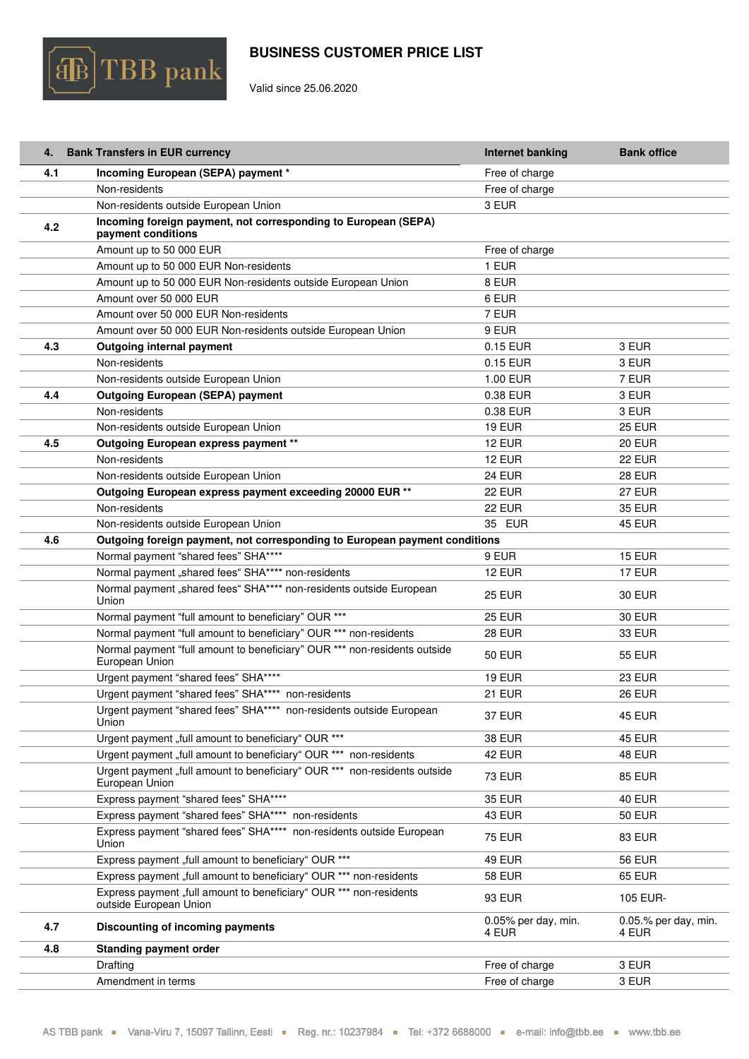# BUSINESS CUSTOMER PRICE LIST

Valid since 25.06.2020

| 4. | Bank Transfers in EUR currency | Internet banking | Bank office |
|---|---|---|---|
| 4.1 | **Incoming European (SEPA) payment** * | Free of charge | |
| | Non-residents | Free of charge | |
| | Non-residents outside European Union | 3 EUR | |
| 4.2 | **Incoming foreign payment, not corresponding to European (SEPA) payment conditions** | | |
| | Amount up to 50 000 EUR | Free of charge | |
| | Amount up to 50 000 EUR Non-residents | 1 EUR | |
| | Amount up to 50 000 EUR Non-residents outside European Union | 8 EUR | |
| | Amount over 50 000 EUR | 6 EUR | |
| | Amount over 50 000 EUR Non-residents | 7 EUR | |
| | Amount over 50 000 EUR Non-residents outside European Union | 9 EUR | |
| 4.3 | **Outgoing internal payment** | 0.15 EUR | 3 EUR |
| | Non-residents | 0.15 EUR | 3 EUR |
| | Non-residents outside European Union | 1.00 EUR | 7 EUR |
| 4.4 | **Outgoing European (SEPA) payment** | 0.38 EUR | 3 EUR |
| | Non-residents | 0.38 EUR | 3 EUR |
| | Non-residents outside European Union | 19 EUR | 25 EUR |
| 4.5 | **Outgoing European express payment** ** | 12 EUR | 20 EUR |
| | Non-residents | 12 EUR | 22 EUR |
| | Non-residents outside European Union | 24 EUR | 28 EUR |
| | **Outgoing European express payment exceeding 20000 EUR** ** | 22 EUR | 27 EUR |
| | Non-residents | 22 EUR | 35 EUR |
| | Non-residents outside European Union | 35 EUR | 45 EUR |
| 4.6 | **Outgoing foreign payment, not corresponding to European payment conditions** | | |
| | Normal payment "shared fees" SHA**** | 9 EUR | 15 EUR |
| | Normal payment „shared fees" SHA**** non-residents | 12 EUR | 17 EUR |
| | Normal payment „shared fees" SHA**** non-residents outside European Union | 25 EUR | 30 EUR |
| | Normal payment "full amount to beneficiary" OUR *** | 25 EUR | 30 EUR |
| | Normal payment "full amount to beneficiary" OUR *** non-residents | 28 EUR | 33 EUR |
| | Normal payment "full amount to beneficiary" OUR *** non-residents outside European Union | 50 EUR | 55 EUR |
| | Urgent payment "shared fees" SHA**** | 19 EUR | 23 EUR |
| | Urgent payment "shared fees" SHA**** non-residents | 21 EUR | 26 EUR |
| | Urgent payment "shared fees" SHA**** non-residents outside European Union | 37 EUR | 45 EUR |
| | Urgent payment „full amount to beneficiary" OUR *** | 38 EUR | 45 EUR |
| | Urgent payment „full amount to beneficiary" OUR *** non-residents | 42 EUR | 48 EUR |
| | Urgent payment „full amount to beneficiary" OUR *** non-residents outside European Union | 73 EUR | 85 EUR |
| | Express payment "shared fees" SHA**** | 35 EUR | 40 EUR |
| | Express payment "shared fees" SHA**** non-residents | 43 EUR | 50 EUR |
| | Express payment "shared fees" SHA**** non-residents outside European Union | 75 EUR | 83 EUR |
| | Express payment „full amount to beneficiary" OUR *** | 49 EUR | 56 EUR |
| | Express payment „full amount to beneficiary" OUR *** non-residents | 58 EUR | 65 EUR |
| | Express payment „full amount to beneficiary" OUR *** non-residents outside European Union | 93 EUR | 105 EUR- |
| 4.7 | **Discounting of incoming payments** | 0.05% per day, min. 4 EUR | 0.05.% per day, min. 4 EUR |
| 4.8 | **Standing payment order** | | |
| | Drafting | Free of charge | 3 EUR |
| | Amendment in terms | Free of charge | 3 EUR |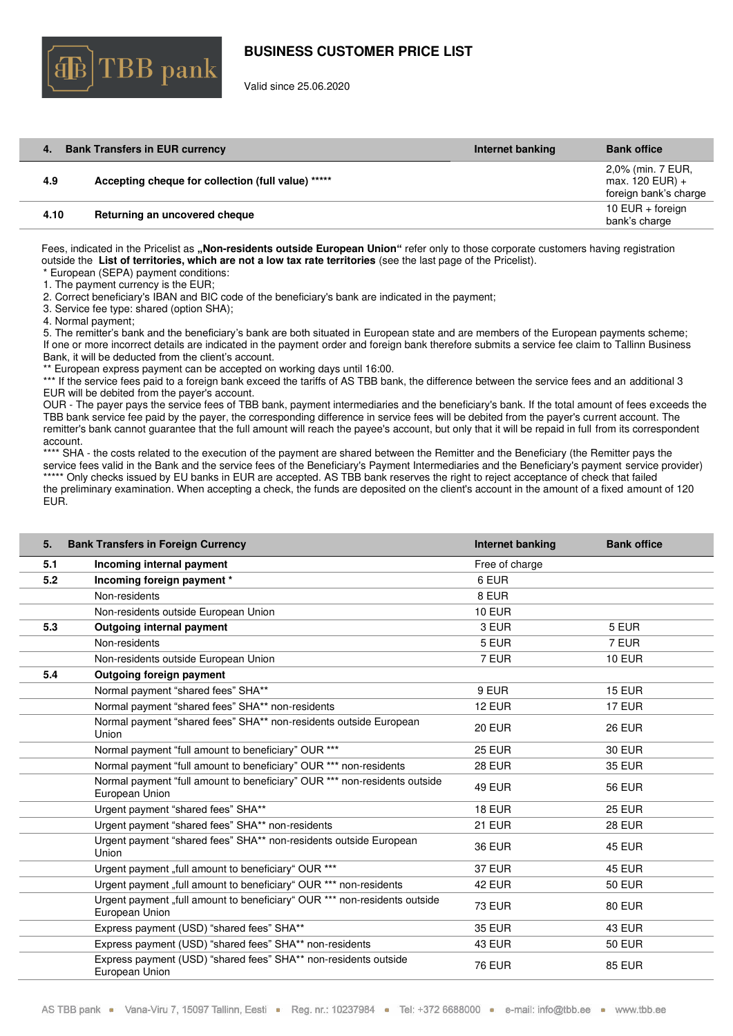# BUSINESS CUSTOMER PRICE LIST

Valid since 25.06.2020

| 4. | Bank Transfers in EUR currency | Internet banking | Bank office |
|---|---|---|---|
| 4.9 | **Accepting cheque for collection (full value) \*\*\*\*\*** | | 2,0% (min. 7 EUR, max. 120 EUR) + foreign bank's charge |
| 4.10 | **Returning an uncovered cheque** | | 10 EUR + foreign bank's charge |

Fees, indicated in the Pricelist as **„Non-residents outside European Union“** refer only to those corporate customers having registration outside the **List of territories, which are not a low tax rate territories** (see the last page of the Pricelist).

\* European (SEPA) payment conditions:
1. The payment currency is the EUR;
2. Correct beneficiary's IBAN and BIC code of the beneficiary's bank are indicated in the payment;
3. Service fee type: shared (option SHA);
4. Normal payment;
5. The remitter's bank and the beneficiary's bank are both situated in European state and are members of the European payments scheme;

If one or more incorrect details are indicated in the payment order and foreign bank therefore submits a service fee claim to Tallinn Business Bank, it will be deducted from the client's account.

\*\* European express payment can be accepted on working days until 16:00.

\*\*\* If the service fees paid to a foreign bank exceed the tariffs of AS TBB bank, the difference between the service fees and an additional 3 EUR will be debited from the payer's account.

OUR - The payer pays the service fees of TBB bank, payment intermediaries and the beneficiary's bank. If the total amount of fees exceeds the TBB bank service fee paid by the payer, the corresponding difference in service fees will be debited from the payer's current account. The remitter's bank cannot guarantee that the full amount will reach the payee's account, but only that it will be repaid in full from its correspondent account.

\*\*\*\* SHA - the costs related to the execution of the payment are shared between the Remitter and the Beneficiary (the Remitter pays the service fees valid in the Bank and the service fees of the Beneficiary's Payment Intermediaries and the Beneficiary's payment service provider)

\*\*\*\*\* Only checks issued by EU banks in EUR are accepted. AS TBB bank reserves the right to reject acceptance of check that failed the preliminary examination. When accepting a check, the funds are deposited on the client's account in the amount of a fixed amount of 120 EUR.

| 5. | Bank Transfers in Foreign Currency | Internet banking | Bank office |
|---|---|---|---|
| 5.1 | **Incoming internal payment** | Free of charge | |
| 5.2 | **Incoming foreign payment \*** | 6 EUR | |
| | Non-residents | 8 EUR | |
| | Non-residents outside European Union | 10 EUR | |
| 5.3 | **Outgoing internal payment** | 3 EUR | 5 EUR |
| | Non-residents | 5 EUR | 7 EUR |
| | Non-residents outside European Union | 7 EUR | 10 EUR |
| 5.4 | **Outgoing foreign payment** | | |
| | Normal payment “shared fees” SHA\*\* | 9 EUR | 15 EUR |
| | Normal payment “shared fees” SHA\*\* non-residents | 12 EUR | 17 EUR |
| | Normal payment “shared fees” SHA\*\* non-residents outside European Union | 20 EUR | 26 EUR |
| | Normal payment “full amount to beneficiary” OUR \*\*\* | 25 EUR | 30 EUR |
| | Normal payment “full amount to beneficiary” OUR \*\*\* non-residents | 28 EUR | 35 EUR |
| | Normal payment “full amount to beneficiary” OUR \*\*\* non-residents outside European Union | 49 EUR | 56 EUR |
| | Urgent payment “shared fees” SHA\*\* | 18 EUR | 25 EUR |
| | Urgent payment “shared fees” SHA\*\* non-residents | 21 EUR | 28 EUR |
| | Urgent payment “shared fees” SHA\*\* non-residents outside European Union | 36 EUR | 45 EUR |
| | Urgent payment „full amount to beneficiary“ OUR \*\*\* | 37 EUR | 45 EUR |
| | Urgent payment „full amount to beneficiary“ OUR \*\*\* non-residents | 42 EUR | 50 EUR |
| | Urgent payment „full amount to beneficiary“ OUR \*\*\* non-residents outside European Union | 73 EUR | 80 EUR |
| | Express payment (USD) “shared fees” SHA\*\* | 35 EUR | 43 EUR |
| | Express payment (USD) “shared fees” SHA\*\* non-residents | 43 EUR | 50 EUR |
| | Express payment (USD) “shared fees” SHA\*\* non-residents outside European Union | 76 EUR | 85 EUR |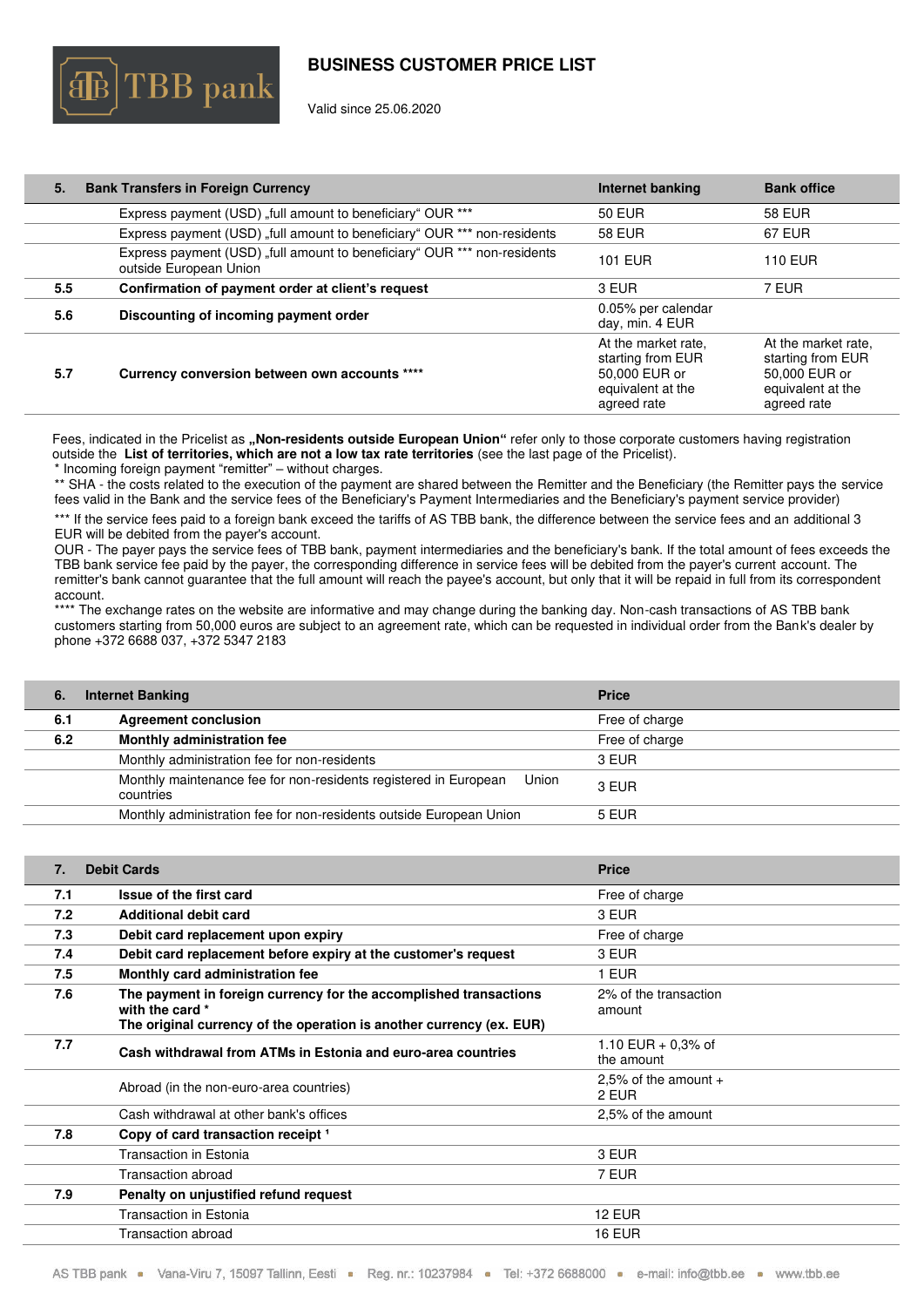# BUSINESS CUSTOMER PRICE LIST

Valid since 25.06.2020

| 5. | Bank Transfers in Foreign Currency | Internet banking | Bank office |
|---|---|---|---|
| | Express payment (USD) „full amount to beneficiary“ OUR *** | 50 EUR | 58 EUR |
| | Express payment (USD) „full amount to beneficiary“ OUR *** non-residents | 58 EUR | 67 EUR |
| | Express payment (USD) „full amount to beneficiary“ OUR *** non-residents outside European Union | 101 EUR | 110 EUR |
| **5.5** | **Confirmation of payment order at client's request** | 3 EUR | 7 EUR |
| **5.6** | **Discounting of incoming payment order** | 0.05% per calendar day, min. 4 EUR | |
| **5.7** | **Currency conversion between own accounts ****** | At the market rate, starting from EUR 50,000 EUR or equivalent at the agreed rate | At the market rate, starting from EUR 50,000 EUR or equivalent at the agreed rate |

Fees, indicated in the Pricelist as **„Non-residents outside European Union“** refer only to those corporate customers having registration outside the **List of territories, which are not a low tax rate territories** (see the last page of the Pricelist).
* Incoming foreign payment "remitter" – without charges.
** SHA - the costs related to the execution of the payment are shared between the Remitter and the Beneficiary (the Remitter pays the service fees valid in the Bank and the service fees of the Beneficiary's Payment Intermediaries and the Beneficiary's payment service provider)
*** If the service fees paid to a foreign bank exceed the tariffs of AS TBB bank, the difference between the service fees and an additional 3 EUR will be debited from the payer's account.
OUR - The payer pays the service fees of TBB bank, payment intermediaries and the beneficiary's bank. If the total amount of fees exceeds the TBB bank service fee paid by the payer, the corresponding difference in service fees will be debited from the payer's current account. The remitter's bank cannot guarantee that the full amount will reach the payee's account, but only that it will be repaid in full from its correspondent account.
**** The exchange rates on the website are informative and may change during the banking day. Non-cash transactions of AS TBB bank customers starting from 50,000 euros are subject to an agreement rate, which can be requested in individual order from the Bank's dealer by phone +372 6688 037, +372 5347 2183

| 6. | Internet Banking | Price |
|---|---|---|
| **6.1** | **Agreement conclusion** | Free of charge |
| **6.2** | **Monthly administration fee** | Free of charge |
| | Monthly administration fee for non-residents | 3 EUR |
| | Monthly maintenance fee for non-residents registered in European Union countries | 3 EUR |
| | Monthly administration fee for non-residents outside European Union | 5 EUR |

| 7. | Debit Cards | Price |
|---|---|---|
| **7.1** | **Issue of the first card** | Free of charge |
| **7.2** | **Additional debit card** | 3 EUR |
| **7.3** | **Debit card replacement upon expiry** | Free of charge |
| **7.4** | **Debit card replacement before expiry at the customer's request** | 3 EUR |
| **7.5** | **Monthly card administration fee** | 1 EUR |
| **7.6** | **The payment in foreign currency for the accomplished transactions with the card * The original currency of the operation is another currency (ex. EUR)** | 2% of the transaction amount |
| **7.7** | **Cash withdrawal from ATMs in Estonia and euro-area countries** | 1.10 EUR + 0,3% of the amount |
| | Abroad (in the non-euro-area countries) | 2,5% of the amount + 2 EUR |
| | Cash withdrawal at other bank's offices | 2,5% of the amount |
| **7.8** | **Copy of card transaction receipt [1]** | |
| | Transaction in Estonia | 3 EUR |
| | Transaction abroad | 7 EUR |
| **7.9** | **Penalty on unjustified refund request** | |
| | Transaction in Estonia | 12 EUR |
| | Transaction abroad | 16 EUR |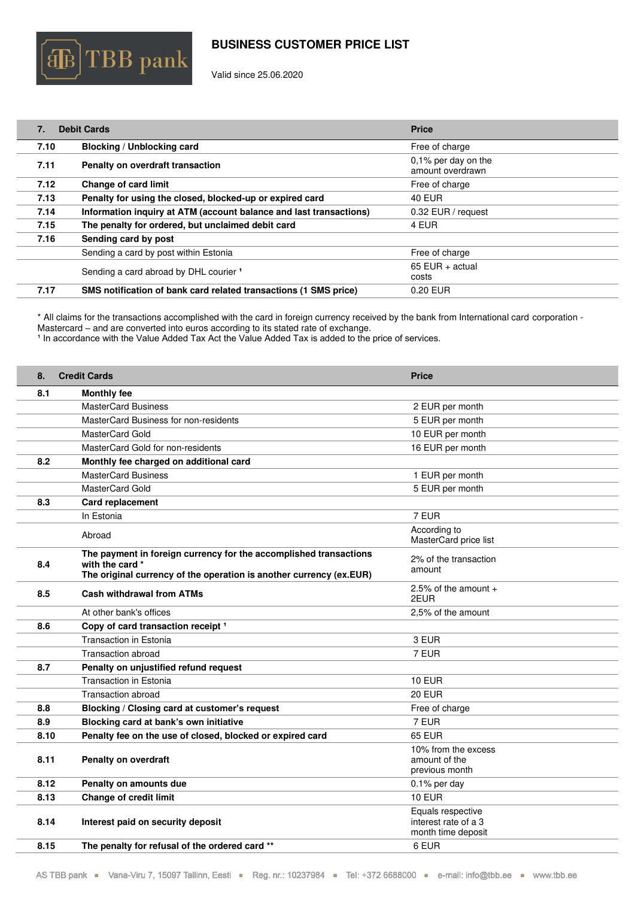# BUSINESS CUSTOMER PRICE LIST

Valid since 25.06.2020

| 7. | Debit Cards | Price |
|---|---|---|
| 7.10 | **Blocking / Unblocking card** | Free of charge |
| 7.11 | **Penalty on overdraft transaction** | 0,1% per day on the amount overdrawn |
| 7.12 | **Change of card limit** | Free of charge |
| 7.13 | **Penalty for using the closed, blocked-up or expired card** | 40 EUR |
| 7.14 | **Information inquiry at ATM (account balance and last transactions)** | 0.32 EUR / request |
| 7.15 | **The penalty for ordered, but unclaimed debit card** | 4 EUR |
| 7.16 | **Sending card by post** | |
| | Sending a card by post within Estonia | Free of charge |
| | Sending a card abroad by DHL courier [1] | 65 EUR + actual costs |
| 7.17 | **SMS notification of bank card related transactions (1 SMS price)** | 0.20 EUR |

* All claims for the transactions accomplished with the card in foreign currency received by the bank from International card corporation - Mastercard – and are converted into euros according to its stated rate of exchange.
[1] In accordance with the Value Added Tax Act the Value Added Tax is added to the price of services.

| 8. | Credit Cards | Price |
|---|---|---|
| 8.1 | **Monthly fee** | |
| | MasterCard Business | 2 EUR per month |
| | MasterCard Business for non-residents | 5 EUR per month |
| | MasterCard Gold | 10 EUR per month |
| | MasterCard Gold for non-residents | 16 EUR per month |
| 8.2 | **Monthly fee charged on additional card** | |
| | MasterCard Business | 1 EUR per month |
| | MasterCard Gold | 5 EUR per month |
| 8.3 | **Card replacement** | |
| | In Estonia | 7 EUR |
| | Abroad | According to MasterCard price list |
| 8.4 | **The payment in foreign currency for the accomplished transactions with the card * The original currency of the operation is another currency (ex.EUR)** | 2% of the transaction amount |
| 8.5 | **Cash withdrawal from ATMs** | 2.5% of the amount + 2EUR |
| | At other bank's offices | 2,5% of the amount |
| 8.6 | **Copy of card transaction receipt [1]** | |
| | Transaction in Estonia | 3 EUR |
| | Transaction abroad | 7 EUR |
| 8.7 | **Penalty on unjustified refund request** | |
| | Transaction in Estonia | 10 EUR |
| | Transaction abroad | 20 EUR |
| 8.8 | **Blocking / Closing card at customer's request** | Free of charge |
| 8.9 | **Blocking card at bank's own initiative** | 7 EUR |
| 8.10 | **Penalty fee on the use of closed, blocked or expired card** | 65 EUR |
| 8.11 | **Penalty on overdraft** | 10% from the excess amount of the previous month |
| 8.12 | **Penalty on amounts due** | 0.1% per day |
| 8.13 | **Change of credit limit** | 10 EUR |
| 8.14 | **Interest paid on security deposit** | Equals respective interest rate of a 3 month time deposit |
| 8.15 | **The penalty for refusal of the ordered card **** | 6 EUR |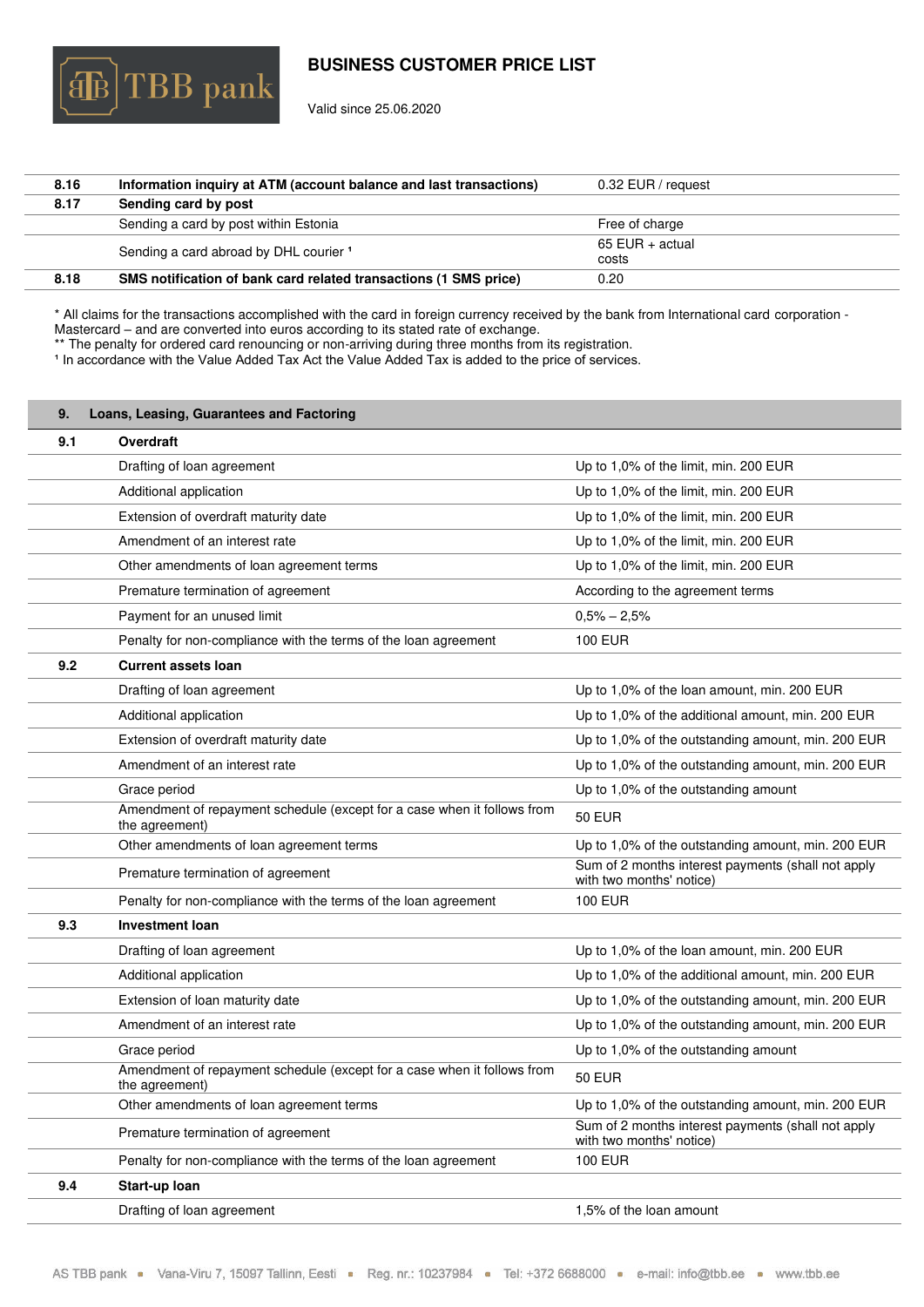| | | |
|---|---|---|
| **8.16** | **Information inquiry at ATM (account balance and last transactions)** | 0.32 EUR / request |
| **8.17** | **Sending card by post** | |
| | Sending a card by post within Estonia | Free of charge |
| | Sending a card abroad by DHL courier [1] | 65 EUR + actual costs |
| **8.18** | **SMS notification of bank card related transactions (1 SMS price)** | 0.20 |

* All claims for the transactions accomplished with the card in foreign currency received by the bank from International card corporation - Mastercard – and are converted into euros according to its stated rate of exchange.
** The penalty for ordered card renouncing or non-arriving during three months from its registration.
[1] In accordance with the Value Added Tax Act the Value Added Tax is added to the price of services.

| **9.** | **Loans, Leasing, Guarantees and Factoring** | |
|---|---|---|
| **9.1** | **Overdraft** | |
| | Drafting of loan agreement | Up to 1,0% of the limit, min. 200 EUR |
| | Additional application | Up to 1,0% of the limit, min. 200 EUR |
| | Extension of overdraft maturity date | Up to 1,0% of the limit, min. 200 EUR |
| | Amendment of an interest rate | Up to 1,0% of the limit, min. 200 EUR |
| | Other amendments of loan agreement terms | Up to 1,0% of the limit, min. 200 EUR |
| | Premature termination of agreement | According to the agreement terms |
| | Payment for an unused limit | 0,5% – 2,5% |
| | Penalty for non-compliance with the terms of the loan agreement | 100 EUR |
| **9.2** | **Current assets loan** | |
| | Drafting of loan agreement | Up to 1,0% of the loan amount, min. 200 EUR |
| | Additional application | Up to 1,0% of the additional amount, min. 200 EUR |
| | Extension of overdraft maturity date | Up to 1,0% of the outstanding amount, min. 200 EUR |
| | Amendment of an interest rate | Up to 1,0% of the outstanding amount, min. 200 EUR |
| | Grace period | Up to 1,0% of the outstanding amount |
| | Amendment of repayment schedule (except for a case when it follows from the agreement) | 50 EUR |
| | Other amendments of loan agreement terms | Up to 1,0% of the outstanding amount, min. 200 EUR |
| | Premature termination of agreement | Sum of 2 months interest payments (shall not apply with two months' notice) |
| | Penalty for non-compliance with the terms of the loan agreement | 100 EUR |
| **9.3** | **Investment loan** | |
| | Drafting of loan agreement | Up to 1,0% of the loan amount, min. 200 EUR |
| | Additional application | Up to 1,0% of the additional amount, min. 200 EUR |
| | Extension of loan maturity date | Up to 1,0% of the outstanding amount, min. 200 EUR |
| | Amendment of an interest rate | Up to 1,0% of the outstanding amount, min. 200 EUR |
| | Grace period | Up to 1,0% of the outstanding amount |
| | Amendment of repayment schedule (except for a case when it follows from the agreement) | 50 EUR |
| | Other amendments of loan agreement terms | Up to 1,0% of the outstanding amount, min. 200 EUR |
| | Premature termination of agreement | Sum of 2 months interest payments (shall not apply with two months' notice) |
| | Penalty for non-compliance with the terms of the loan agreement | 100 EUR |
| **9.4** | **Start-up loan** | |
| | Drafting of loan agreement | 1,5% of the loan amount |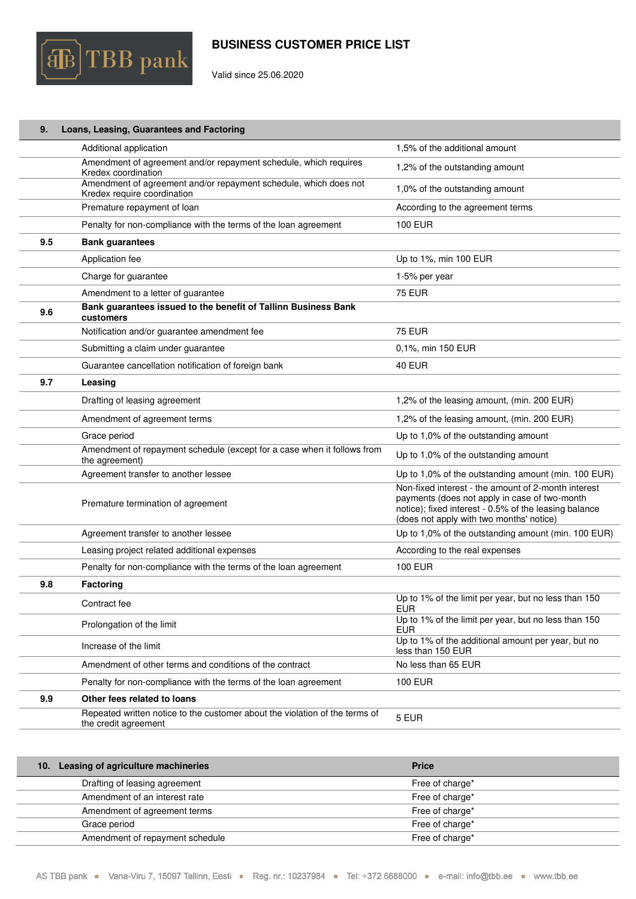# BUSINESS CUSTOMER PRICE LIST

Valid since 25.06.2020

| 9. | Loans, Leasing, Guarantees and Factoring | |
|---|---|---|
| | Additional application | 1,5% of the additional amount |
| | Amendment of agreement and/or repayment schedule, which requires Kredex coordination | 1,2% of the outstanding amount |
| | Amendment of agreement and/or repayment schedule, which does not Kredex require coordination | 1,0% of the outstanding amount |
| | Premature repayment of loan | According to the agreement terms |
| | Penalty for non-compliance with the terms of the loan agreement | 100 EUR |
| **9.5** | **Bank guarantees** | |
| | Application fee | Up to 1%, min 100 EUR |
| | Charge for guarantee | 1-5% per year |
| | Amendment to a letter of guarantee | 75 EUR |
| **9.6** | **Bank guarantees issued to the benefit of Tallinn Business Bank customers** | |
| | Notification and/or guarantee amendment fee | 75 EUR |
| | Submitting a claim under guarantee | 0,1%, min 150 EUR |
| | Guarantee cancellation notification of foreign bank | 40 EUR |
| **9.7** | **Leasing** | |
| | Drafting of leasing agreement | 1,2% of the leasing amount, (min. 200 EUR) |
| | Amendment of agreement terms | 1,2% of the leasing amount, (min. 200 EUR) |
| | Grace period | Up to 1,0% of the outstanding amount |
| | Amendment of repayment schedule (except for a case when it follows from the agreement) | Up to 1,0% of the outstanding amount |
| | Agreement transfer to another lessee | Up to 1,0% of the outstanding amount (min. 100 EUR) |
| | Premature termination of agreement | Non-fixed interest - the amount of 2-month interest payments (does not apply in case of two-month notice); fixed interest - 0.5% of the leasing balance (does not apply with two months' notice) |
| | Agreement transfer to another lessee | Up to 1,0% of the outstanding amount (min. 100 EUR) |
| | Leasing project related additional expenses | According to the real expenses |
| | Penalty for non-compliance with the terms of the loan agreement | 100 EUR |
| **9.8** | **Factoring** | |
| | Contract fee | Up to 1% of the limit per year, but no less than 150 EUR |
| | Prolongation of the limit | Up to 1% of the limit per year, but no less than 150 EUR |
| | Increase of the limit | Up to 1% of the additional amount per year, but no less than 150 EUR |
| | Amendment of other terms and conditions of the contract | No less than 65 EUR |
| | Penalty for non-compliance with the terms of the loan agreement | 100 EUR |
| **9.9** | **Other fees related to loans** | |
| | Repeated written notice to the customer about the violation of the terms of the credit agreement | 5 EUR |

| 10. Leasing of agriculture machineries | Price |
|---|---|
| Drafting of leasing agreement | Free of charge* |
| Amendment of an interest rate | Free of charge* |
| Amendment of agreement terms | Free of charge* |
| Grace period | Free of charge* |
| Amendment of repayment schedule | Free of charge* |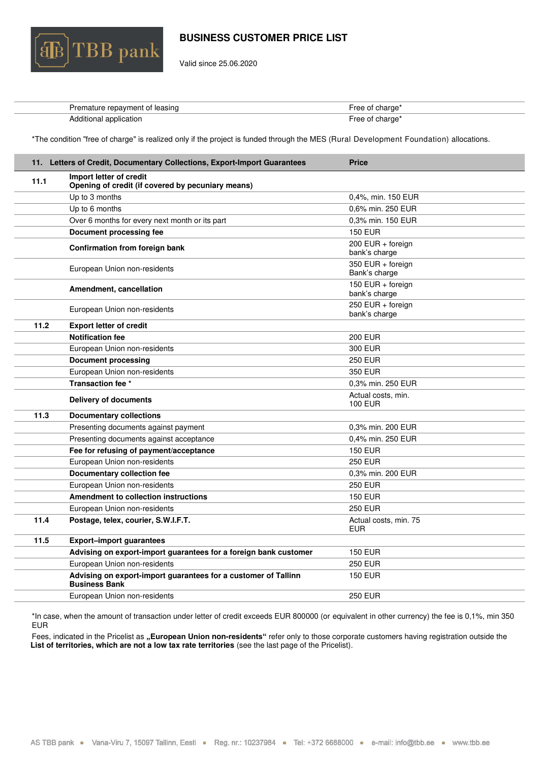| | | |
|---|---|---|
| | Premature repayment of leasing | Free of charge* |
| | Additional application | Free of charge* |

*The condition "free of charge" is realized only if the project is funded through the MES (Rural Development Foundation) allocations.

| 11. | Letters of Credit, Documentary Collections, Export-Import Guarantees | Price |
|---|---|---|
| 11.1 | **Import letter of credit**<br>**Opening of credit (if covered by pecuniary means)** | |
| | Up to 3 months | 0,4%, min. 150 EUR |
| | Up to 6 months | 0,6% min. 250 EUR |
| | Over 6 months for every next month or its part | 0,3% min. 150 EUR |
| | **Document processing fee** | 150 EUR |
| | **Confirmation from foreign bank** | 200 EUR + foreign bank's charge |
| | European Union non-residents | 350 EUR + foreign Bank's charge |
| | **Amendment, cancellation** | 150 EUR + foreign bank's charge |
| | European Union non-residents | 250 EUR + foreign bank's charge |
| 11.2 | **Export letter of credit** | |
| | **Notification fee** | 200 EUR |
| | European Union non-residents | 300 EUR |
| | **Document processing** | 250 EUR |
| | European Union non-residents | 350 EUR |
| | **Transaction fee** * | 0,3% min. 250 EUR |
| | **Delivery of documents** | Actual costs, min. 100 EUR |
| 11.3 | **Documentary collections** | |
| | Presenting documents against payment | 0,3% min. 200 EUR |
| | Presenting documents against acceptance | 0,4% min. 250 EUR |
| | **Fee for refusing of payment/acceptance** | 150 EUR |
| | European Union non-residents | 250 EUR |
| | **Documentary collection fee** | 0,3% min. 200 EUR |
| | European Union non-residents | 250 EUR |
| | **Amendment to collection instructions** | 150 EUR |
| | European Union non-residents | 250 EUR |
| 11.4 | **Postage, telex, courier, S.W.I.F.T.** | Actual costs, min. 75 EUR |
| 11.5 | **Export–import guarantees** | |
| | **Advising on export-import guarantees for a foreign bank customer** | 150 EUR |
| | European Union non-residents | 250 EUR |
| | **Advising on export-import guarantees for a customer of Tallinn Business Bank** | 150 EUR |
| | European Union non-residents | 250 EUR |

*In case, when the amount of transaction under letter of credit exceeds EUR 800000 (or equivalent in other currency) the fee is 0,1%, min 350 EUR

Fees, indicated in the Pricelist as **„European Union non-residents“** refer only to those corporate customers having registration outside the **List of territories, which are not a low tax rate territories** (see the last page of the Pricelist).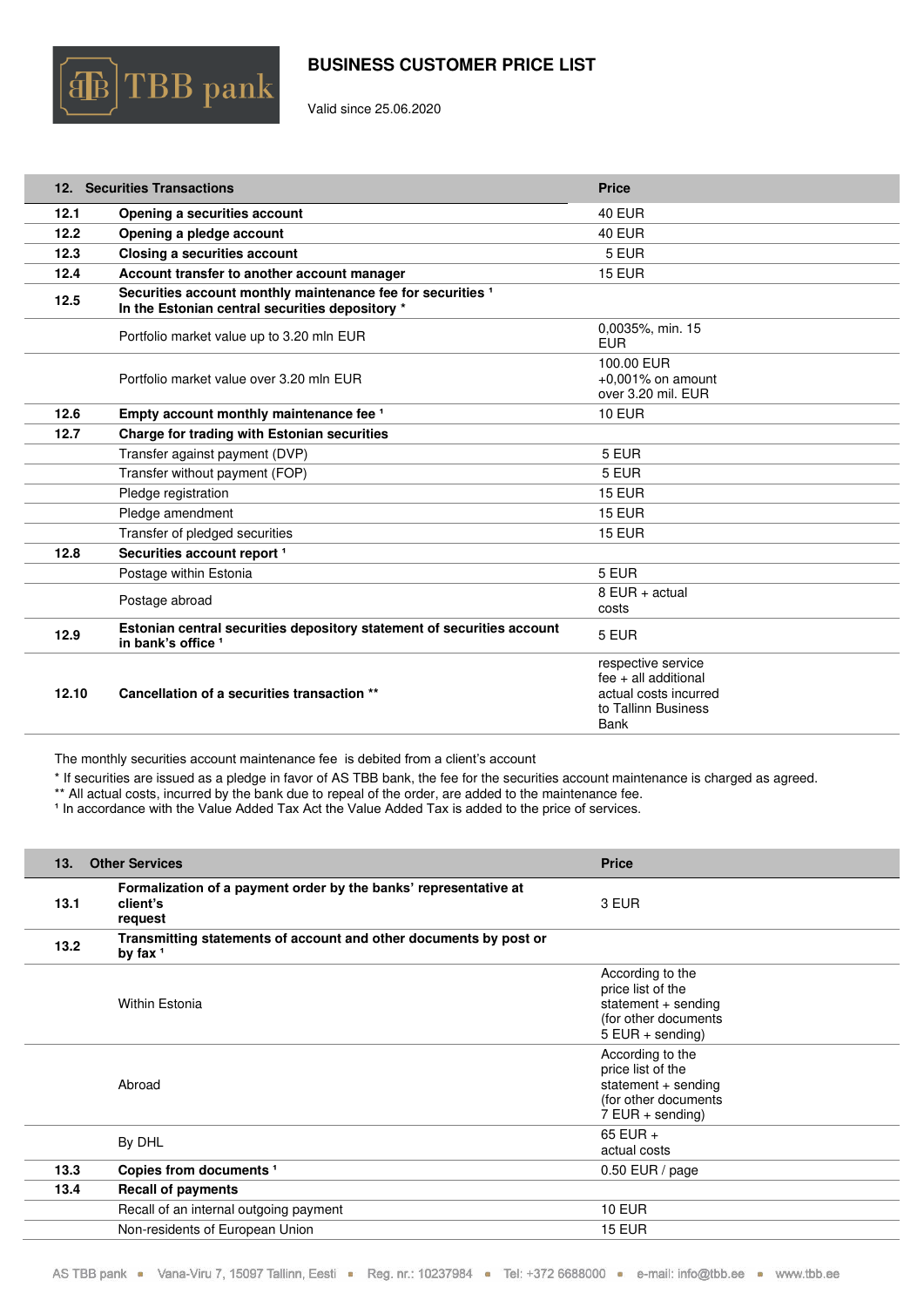# BUSINESS CUSTOMER PRICE LIST

Valid since 25.06.2020

| 12. | Securities Transactions | Price |
|---|---|---|
| 12.1 | **Opening a securities account** | 40 EUR |
| 12.2 | **Opening a pledge account** | 40 EUR |
| 12.3 | **Closing a securities account** | 5 EUR |
| 12.4 | **Account transfer to another account manager** | 15 EUR |
| 12.5 | **Securities account monthly maintenance fee for securities [1] In the Estonian central securities depository *** | |
| | Portfolio market value up to 3.20 mln EUR | 0,0035%, min. 15 EUR |
| | Portfolio market value over 3.20 mln EUR | 100.00 EUR +0,001% on amount over 3.20 mil. EUR |
| 12.6 | **Empty account monthly maintenance fee [1]** | 10 EUR |
| 12.7 | **Charge for trading with Estonian securities** | |
| | Transfer against payment (DVP) | 5 EUR |
| | Transfer without payment (FOP) | 5 EUR |
| | Pledge registration | 15 EUR |
| | Pledge amendment | 15 EUR |
| | Transfer of pledged securities | 15 EUR |
| 12.8 | **Securities account report [1]** | |
| | Postage within Estonia | 5 EUR |
| | Postage abroad | 8 EUR + actual costs |
| 12.9 | **Estonian central securities depository statement of securities account in bank's office [1]** | 5 EUR |
| 12.10 | **Cancellation of a securities transaction **** | respective service fee + all additional actual costs incurred to Tallinn Business Bank |

The monthly securities account maintenance fee is debited from a client's account

\* If securities are issued as a pledge in favor of AS TBB bank, the fee for the securities account maintenance is charged as agreed.
\*\* All actual costs, incurred by the bank due to repeal of the order, are added to the maintenance fee.
[1] In accordance with the Value Added Tax Act the Value Added Tax is added to the price of services.

| 13. | Other Services | Price |
|---|---|---|
| 13.1 | **Formalization of a payment order by the banks' representative at client's request** | 3 EUR |
| 13.2 | **Transmitting statements of account and other documents by post or by fax [1]** | |
| | Within Estonia | According to the price list of the statement + sending (for other documents 5 EUR + sending) |
| | Abroad | According to the price list of the statement + sending (for other documents 7 EUR + sending) |
| | By DHL | 65 EUR + actual costs |
| 13.3 | **Copies from documents [1]** | 0.50 EUR / page |
| 13.4 | **Recall of payments** | |
| | Recall of an internal outgoing payment | 10 EUR |
| | Non-residents of European Union | 15 EUR |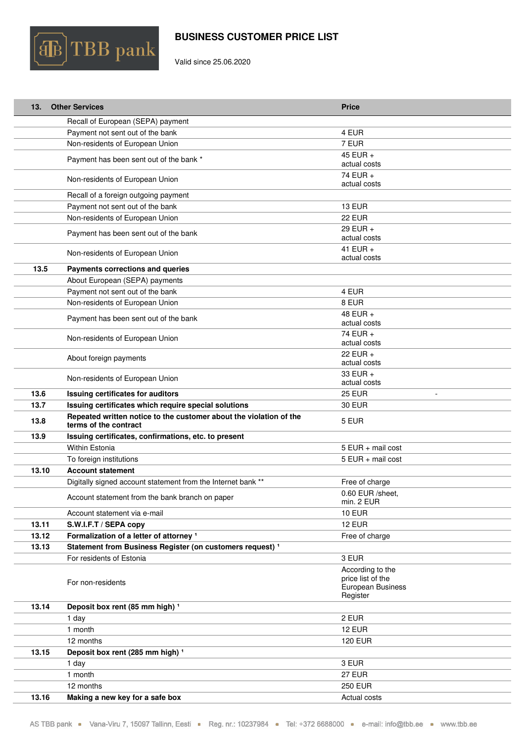# BUSINESS CUSTOMER PRICE LIST

Valid since 25.06.2020

| 13. | Other Services | Price |
|---|---|---|
| | Recall of European (SEPA) payment | |
| | Payment not sent out of the bank | 4 EUR |
| | Non-residents of European Union | 7 EUR |
| | Payment has been sent out of the bank * | 45 EUR + actual costs |
| | Non-residents of European Union | 74 EUR + actual costs |
| | Recall of a foreign outgoing payment | |
| | Payment not sent out of the bank | 13 EUR |
| | Non-residents of European Union | 22 EUR |
| | Payment has been sent out of the bank | 29 EUR + actual costs |
| | Non-residents of European Union | 41 EUR + actual costs |
| **13.5** | **Payments corrections and queries** | |
| | About European (SEPA) payments | |
| | Payment not sent out of the bank | 4 EUR |
| | Non-residents of European Union | 8 EUR |
| | Payment has been sent out of the bank | 48 EUR + actual costs |
| | Non-residents of European Union | 74 EUR + actual costs |
| | About foreign payments | 22 EUR + actual costs |
| | Non-residents of European Union | 33 EUR + actual costs |
| **13.6** | **Issuing certificates for auditors** | 25 EUR - |
| **13.7** | **Issuing certificates which require special solutions** | 30 EUR |
| **13.8** | **Repeated written notice to the customer about the violation of the terms of the contract** | 5 EUR |
| **13.9** | **Issuing certificates, confirmations, etc. to present** | |
| | Within Estonia | 5 EUR + mail cost |
| | To foreign institutions | 5 EUR + mail cost |
| **13.10** | **Account statement** | |
| | Digitally signed account statement from the Internet bank ** | Free of charge |
| | Account statement from the bank branch on paper | 0.60 EUR /sheet, min. 2 EUR |
| | Account statement via e-mail | 10 EUR |
| **13.11** | **S.W.I.F.T / SEPA copy** | 12 EUR |
| **13.12** | **Formalization of a letter of attorney** [1] | Free of charge |
| **13.13** | **Statement from Business Register (on customers request)** [1] | |
| | For residents of Estonia | 3 EUR |
| | For non-residents | According to the price list of the European Business Register |
| **13.14** | **Deposit box rent (85 mm high)** [1] | |
| | 1 day | 2 EUR |
| | 1 month | 12 EUR |
| | 12 months | 120 EUR |
| **13.15** | **Deposit box rent (285 mm high)** [1] | |
| | 1 day | 3 EUR |
| | 1 month | 27 EUR |
| | 12 months | 250 EUR |
| **13.16** | **Making a new key for a safe box** | Actual costs |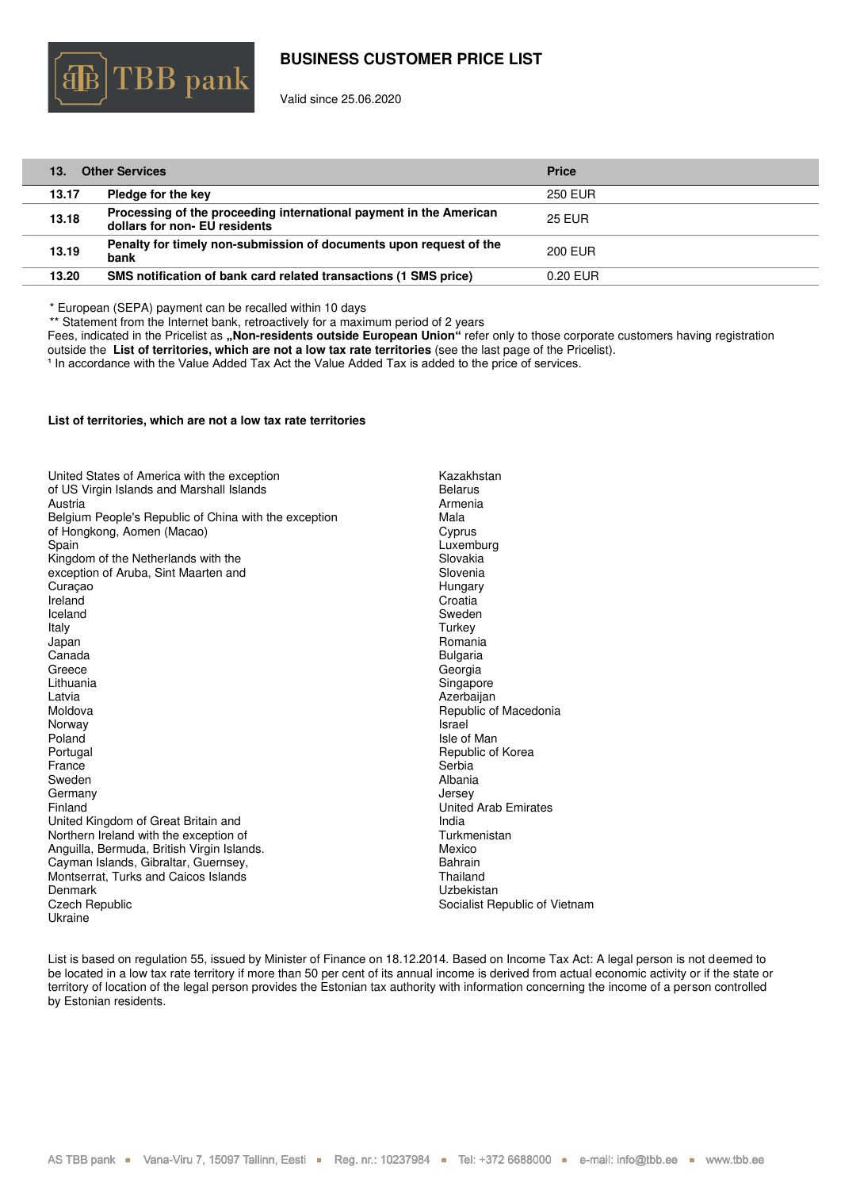| 13. | Other Services | Price |
|---|---|---|
| 13.17 | **Pledge for the key** | 250 EUR |
| 13.18 | **Processing of the proceeding international payment in the American dollars for non- EU residents** | 25 EUR |
| 13.19 | **Penalty for timely non-submission of documents upon request of the bank** | 200 EUR |
| 13.20 | **SMS notification of bank card related transactions (1 SMS price)** | 0.20 EUR |

\* European (SEPA) payment can be recalled within 10 days
\*\* Statement from the Internet bank, retroactively for a maximum period of 2 years
Fees, indicated in the Pricelist as **„Non-residents outside European Union"** refer only to those corporate customers having registration outside the **List of territories, which are not a low tax rate territories** (see the last page of the Pricelist).
[1] In accordance with the Value Added Tax Act the Value Added Tax is added to the price of services.

**List of territories, which are not a low tax rate territories**

United States of America with the exception of US Virgin Islands and Marshall Islands
Austria
Belgium People's Republic of China with the exception of Hongkong, Aomen (Macao)
Spain
Kingdom of the Netherlands with the exception of Aruba, Sint Maarten and Curaçao
Ireland
Iceland
Italy
Japan
Canada
Greece
Lithuania
Latvia
Moldova
Norway
Poland
Portugal
France
Sweden
Germany
Finland
United Kingdom of Great Britain and Northern Ireland with the exception of Anguilla, Bermuda, British Virgin Islands. Cayman Islands, Gibraltar, Guernsey, Montserrat, Turks and Caicos Islands
Denmark
Czech Republic
Ukraine
Kazakhstan
Belarus
Armenia
Mala
Cyprus
Luxemburg
Slovakia
Slovenia
Hungary
Croatia
Sweden
Turkey
Romania
Bulgaria
Georgia
Singapore
Azerbaijan
Republic of Macedonia
Israel
Isle of Man
Republic of Korea
Serbia
Albania
Jersey
United Arab Emirates
India
Turkmenistan
Mexico
Bahrain
Thailand
Uzbekistan
Socialist Republic of Vietnam

List is based on regulation 55, issued by Minister of Finance on 18.12.2014. Based on Income Tax Act: A legal person is not deemed to be located in a low tax rate territory if more than 50 per cent of its annual income is derived from actual economic activity or if the state or territory of location of the legal person provides the Estonian tax authority with information concerning the income of a person controlled by Estonian residents.